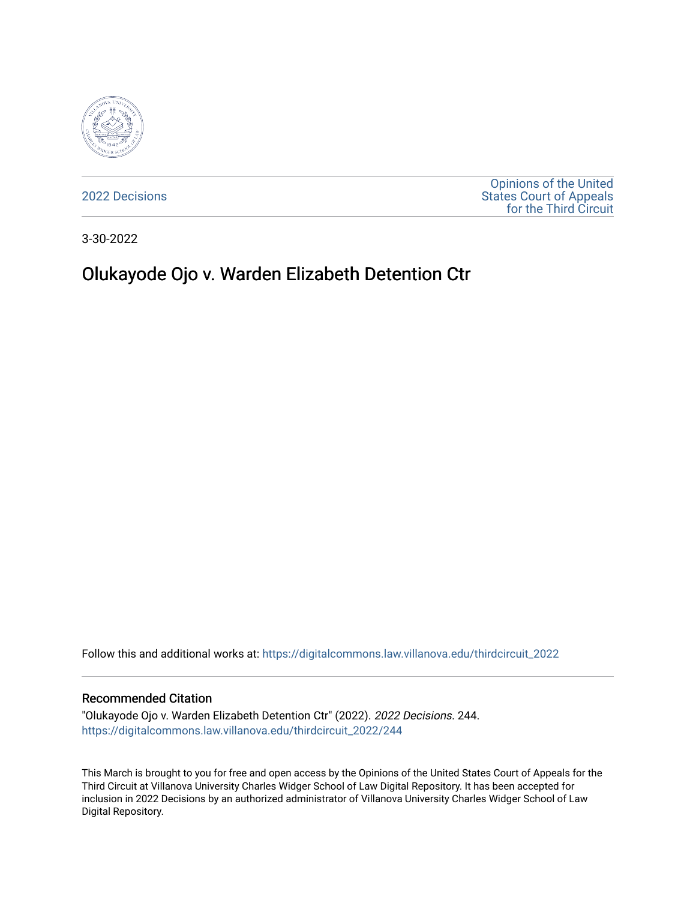2022 Decisions

Opinions of the United States Court of Appeals for the Third Circuit

3-30-2022

# Olukayode Ojo v. Warden Elizabeth Detention Ctr

Follow this and additional works at: https://digitalcommons.law.villanova.edu/thirdcircuit_2022

## Recommended Citation

"Olukayode Ojo v. Warden Elizabeth Detention Ctr" (2022). *2022 Decisions*. 244.
https://digitalcommons.law.villanova.edu/thirdcircuit_2022/244

This March is brought to you for free and open access by the Opinions of the United States Court of Appeals for the Third Circuit at Villanova University Charles Widger School of Law Digital Repository. It has been accepted for inclusion in 2022 Decisions by an authorized administrator of Villanova University Charles Widger School of Law Digital Repository.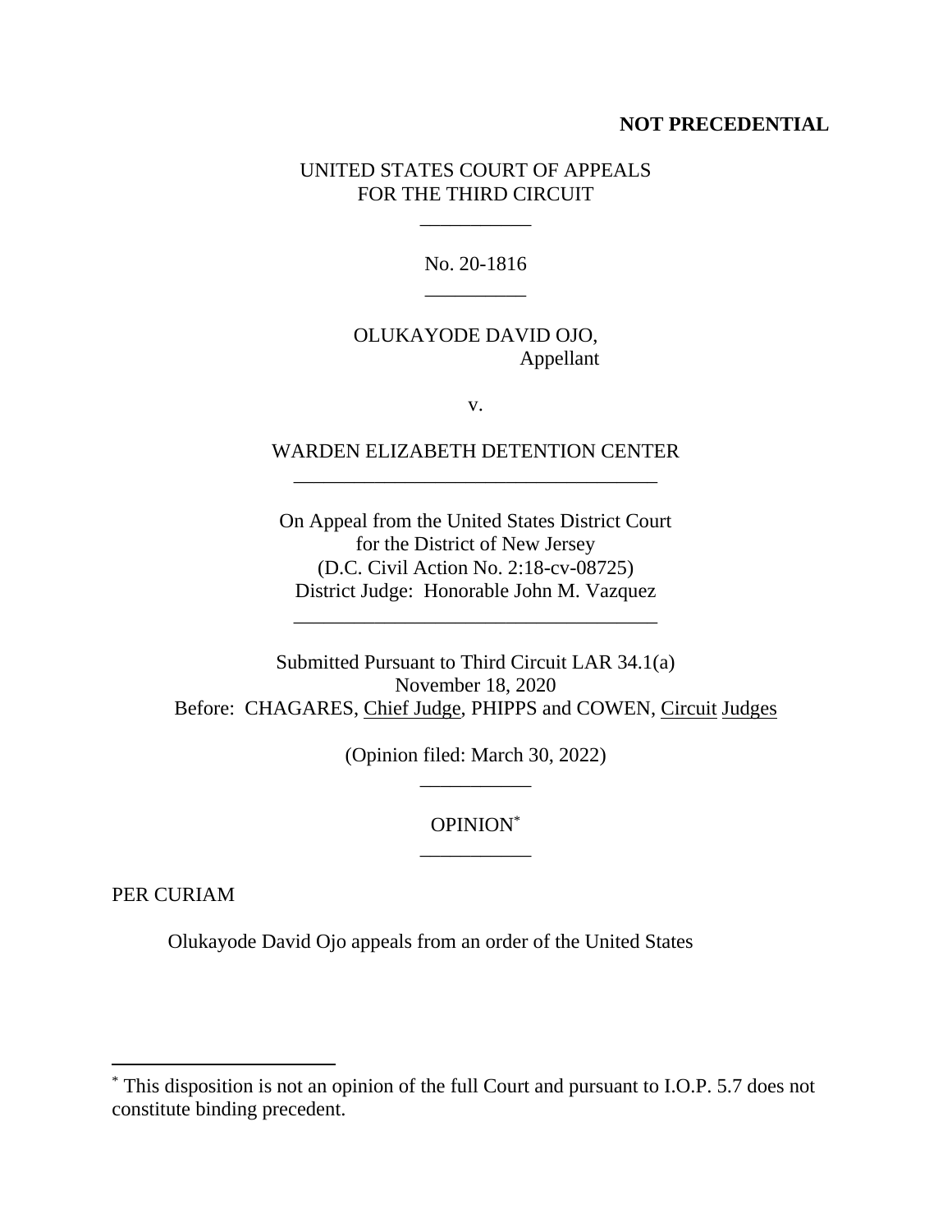**NOT PRECEDENTIAL**

UNITED STATES COURT OF APPEALS
FOR THE THIRD CIRCUIT

No. 20-1816

OLUKAYODE DAVID OJO,
Appellant

v.

WARDEN ELIZABETH DETENTION CENTER

On Appeal from the United States District Court
for the District of New Jersey
(D.C. Civil Action No. 2:18-cv-08725)
District Judge: Honorable John M. Vazquez

Submitted Pursuant to Third Circuit LAR 34.1(a)
November 18, 2020
Before: CHAGARES, Chief Judge, PHIPPS and COWEN, Circuit Judges

(Opinion filed: March 30, 2022)

OPINION*

PER CURIAM

Olukayode David Ojo appeals from an order of the United States

* This disposition is not an opinion of the full Court and pursuant to I.O.P. 5.7 does not constitute binding precedent.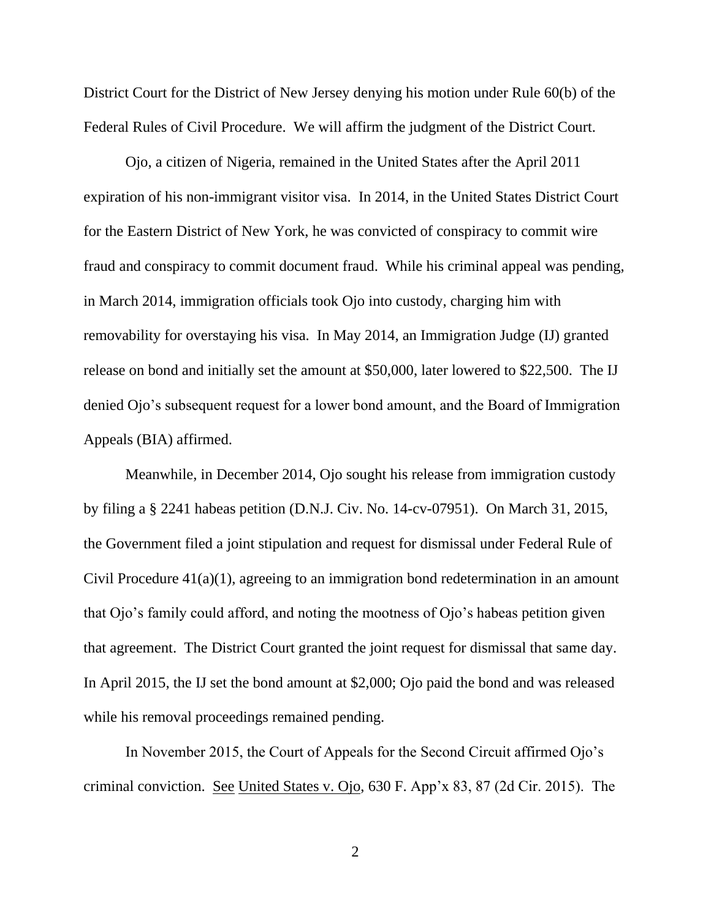District Court for the District of New Jersey denying his motion under Rule 60(b) of the Federal Rules of Civil Procedure. We will affirm the judgment of the District Court.

Ojo, a citizen of Nigeria, remained in the United States after the April 2011 expiration of his non-immigrant visitor visa. In 2014, in the United States District Court for the Eastern District of New York, he was convicted of conspiracy to commit wire fraud and conspiracy to commit document fraud. While his criminal appeal was pending, in March 2014, immigration officials took Ojo into custody, charging him with removability for overstaying his visa. In May 2014, an Immigration Judge (IJ) granted release on bond and initially set the amount at $50,000, later lowered to $22,500. The IJ denied Ojo's subsequent request for a lower bond amount, and the Board of Immigration Appeals (BIA) affirmed.

Meanwhile, in December 2014, Ojo sought his release from immigration custody by filing a § 2241 habeas petition (D.N.J. Civ. No. 14-cv-07951). On March 31, 2015, the Government filed a joint stipulation and request for dismissal under Federal Rule of Civil Procedure 41(a)(1), agreeing to an immigration bond redetermination in an amount that Ojo's family could afford, and noting the mootness of Ojo's habeas petition given that agreement. The District Court granted the joint request for dismissal that same day. In April 2015, the IJ set the bond amount at $2,000; Ojo paid the bond and was released while his removal proceedings remained pending.

In November 2015, the Court of Appeals for the Second Circuit affirmed Ojo's criminal conviction. See United States v. Ojo, 630 F. App'x 83, 87 (2d Cir. 2015). The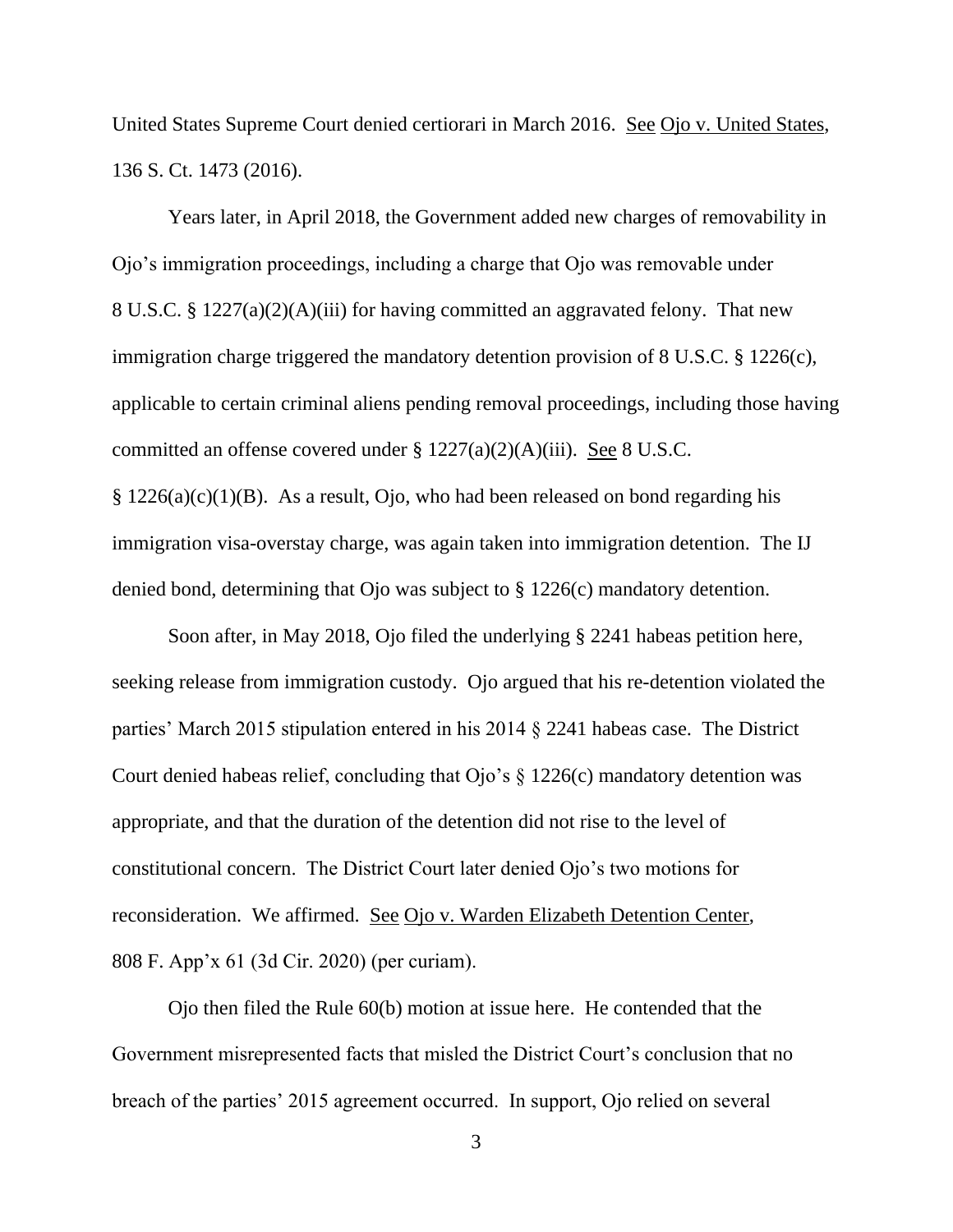United States Supreme Court denied certiorari in March 2016. See Ojo v. United States, 136 S. Ct. 1473 (2016).

Years later, in April 2018, the Government added new charges of removability in Ojo's immigration proceedings, including a charge that Ojo was removable under 8 U.S.C. § 1227(a)(2)(A)(iii) for having committed an aggravated felony. That new immigration charge triggered the mandatory detention provision of 8 U.S.C. § 1226(c), applicable to certain criminal aliens pending removal proceedings, including those having committed an offense covered under § 1227(a)(2)(A)(iii). See 8 U.S.C. § 1226(a)(c)(1)(B). As a result, Ojo, who had been released on bond regarding his immigration visa-overstay charge, was again taken into immigration detention. The IJ denied bond, determining that Ojo was subject to § 1226(c) mandatory detention.

Soon after, in May 2018, Ojo filed the underlying § 2241 habeas petition here, seeking release from immigration custody. Ojo argued that his re-detention violated the parties' March 2015 stipulation entered in his 2014 § 2241 habeas case. The District Court denied habeas relief, concluding that Ojo's § 1226(c) mandatory detention was appropriate, and that the duration of the detention did not rise to the level of constitutional concern. The District Court later denied Ojo's two motions for reconsideration. We affirmed. See Ojo v. Warden Elizabeth Detention Center, 808 F. App'x 61 (3d Cir. 2020) (per curiam).

Ojo then filed the Rule 60(b) motion at issue here. He contended that the Government misrepresented facts that misled the District Court's conclusion that no breach of the parties' 2015 agreement occurred. In support, Ojo relied on several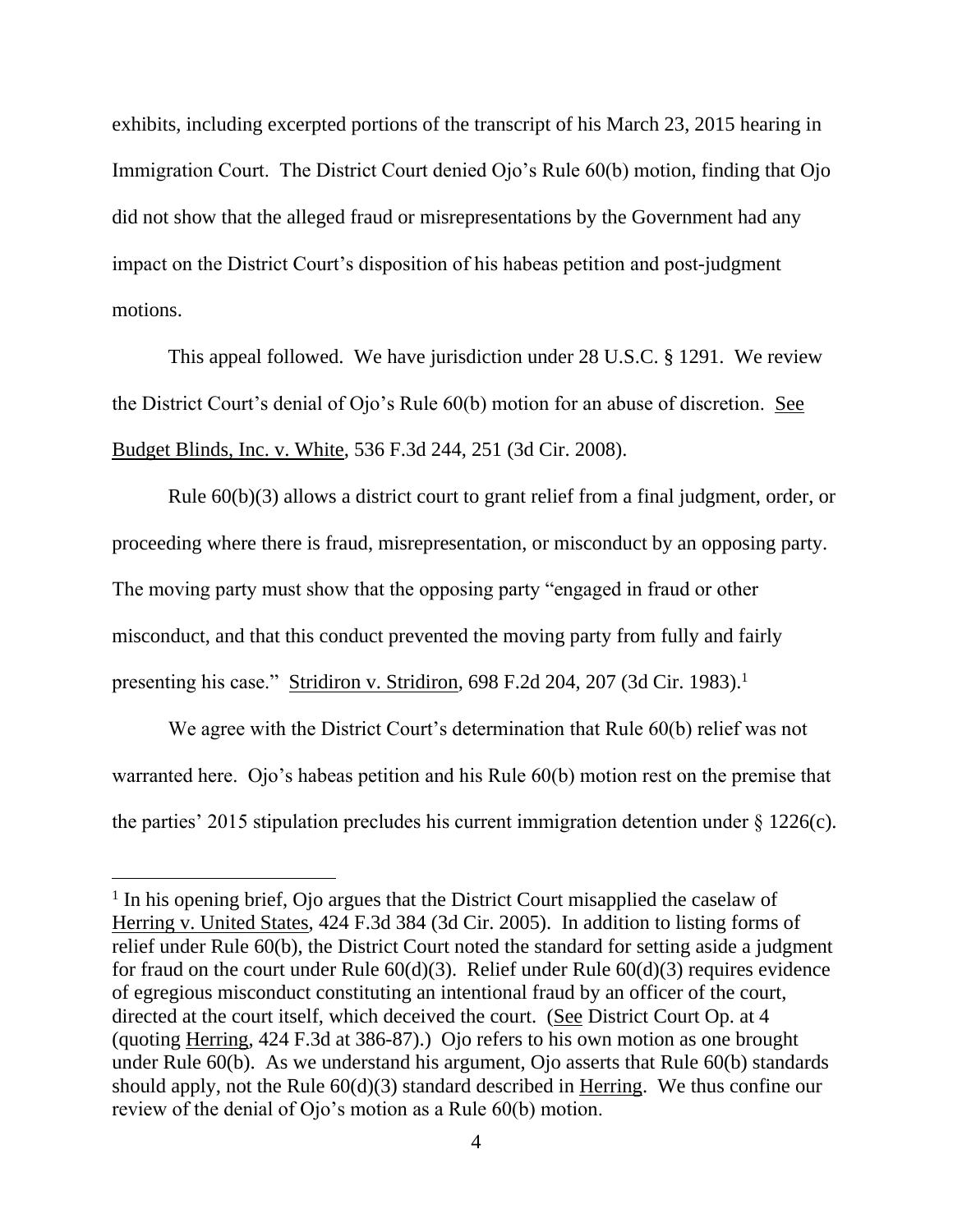exhibits, including excerpted portions of the transcript of his March 23, 2015 hearing in Immigration Court. The District Court denied Ojo's Rule 60(b) motion, finding that Ojo did not show that the alleged fraud or misrepresentations by the Government had any impact on the District Court's disposition of his habeas petition and post-judgment motions.

This appeal followed. We have jurisdiction under 28 U.S.C. § 1291. We review the District Court's denial of Ojo's Rule 60(b) motion for an abuse of discretion. See Budget Blinds, Inc. v. White, 536 F.3d 244, 251 (3d Cir. 2008).

Rule 60(b)(3) allows a district court to grant relief from a final judgment, order, or proceeding where there is fraud, misrepresentation, or misconduct by an opposing party. The moving party must show that the opposing party "engaged in fraud or other misconduct, and that this conduct prevented the moving party from fully and fairly presenting his case." Stridiron v. Stridiron, 698 F.2d 204, 207 (3d Cir. 1983).[1]

We agree with the District Court's determination that Rule 60(b) relief was not warranted here. Ojo's habeas petition and his Rule 60(b) motion rest on the premise that the parties' 2015 stipulation precludes his current immigration detention under § 1226(c).

[1] In his opening brief, Ojo argues that the District Court misapplied the caselaw of Herring v. United States, 424 F.3d 384 (3d Cir. 2005). In addition to listing forms of relief under Rule 60(b), the District Court noted the standard for setting aside a judgment for fraud on the court under Rule 60(d)(3). Relief under Rule 60(d)(3) requires evidence of egregious misconduct constituting an intentional fraud by an officer of the court, directed at the court itself, which deceived the court. (See District Court Op. at 4 (quoting Herring, 424 F.3d at 386-87).) Ojo refers to his own motion as one brought under Rule 60(b). As we understand his argument, Ojo asserts that Rule 60(b) standards should apply, not the Rule 60(d)(3) standard described in Herring. We thus confine our review of the denial of Ojo's motion as a Rule 60(b) motion.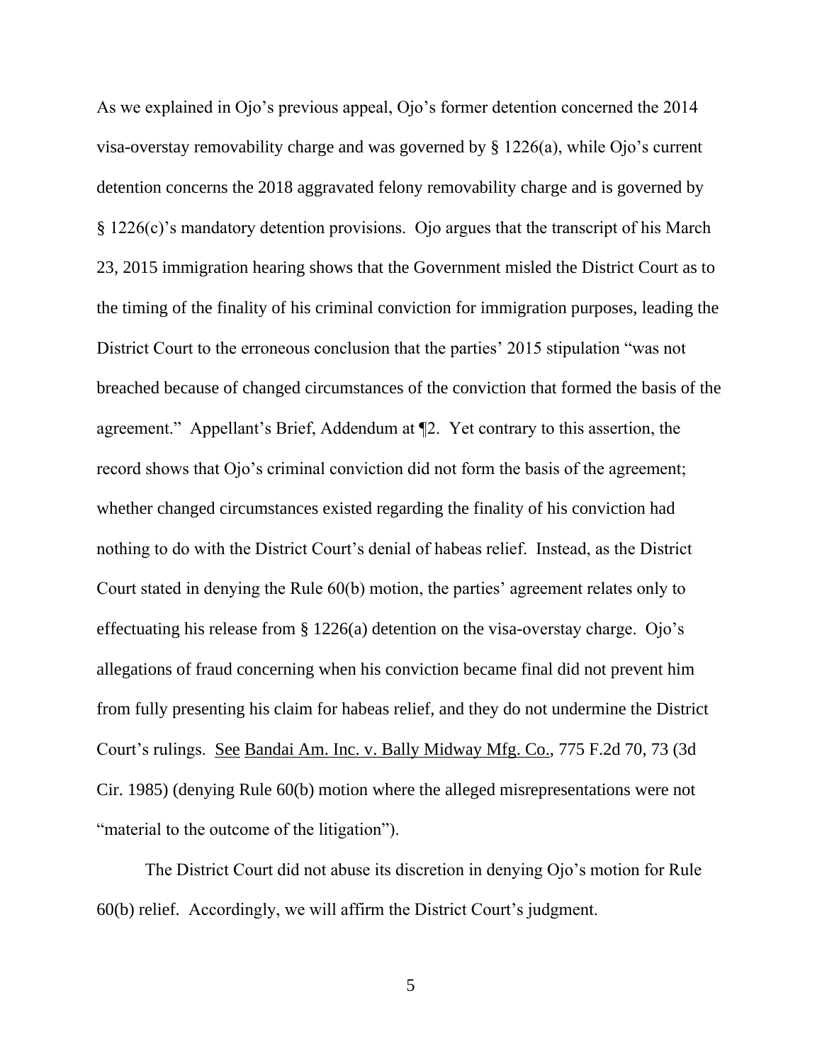As we explained in Ojo's previous appeal, Ojo's former detention concerned the 2014 visa-overstay removability charge and was governed by § 1226(a), while Ojo's current detention concerns the 2018 aggravated felony removability charge and is governed by § 1226(c)'s mandatory detention provisions. Ojo argues that the transcript of his March 23, 2015 immigration hearing shows that the Government misled the District Court as to the timing of the finality of his criminal conviction for immigration purposes, leading the District Court to the erroneous conclusion that the parties' 2015 stipulation "was not breached because of changed circumstances of the conviction that formed the basis of the agreement." Appellant's Brief, Addendum at ¶2. Yet contrary to this assertion, the record shows that Ojo's criminal conviction did not form the basis of the agreement; whether changed circumstances existed regarding the finality of his conviction had nothing to do with the District Court's denial of habeas relief. Instead, as the District Court stated in denying the Rule 60(b) motion, the parties' agreement relates only to effectuating his release from § 1226(a) detention on the visa-overstay charge. Ojo's allegations of fraud concerning when his conviction became final did not prevent him from fully presenting his claim for habeas relief, and they do not undermine the District Court's rulings. See Bandai Am. Inc. v. Bally Midway Mfg. Co., 775 F.2d 70, 73 (3d Cir. 1985) (denying Rule 60(b) motion where the alleged misrepresentations were not "material to the outcome of the litigation").

The District Court did not abuse its discretion in denying Ojo's motion for Rule 60(b) relief. Accordingly, we will affirm the District Court's judgment.